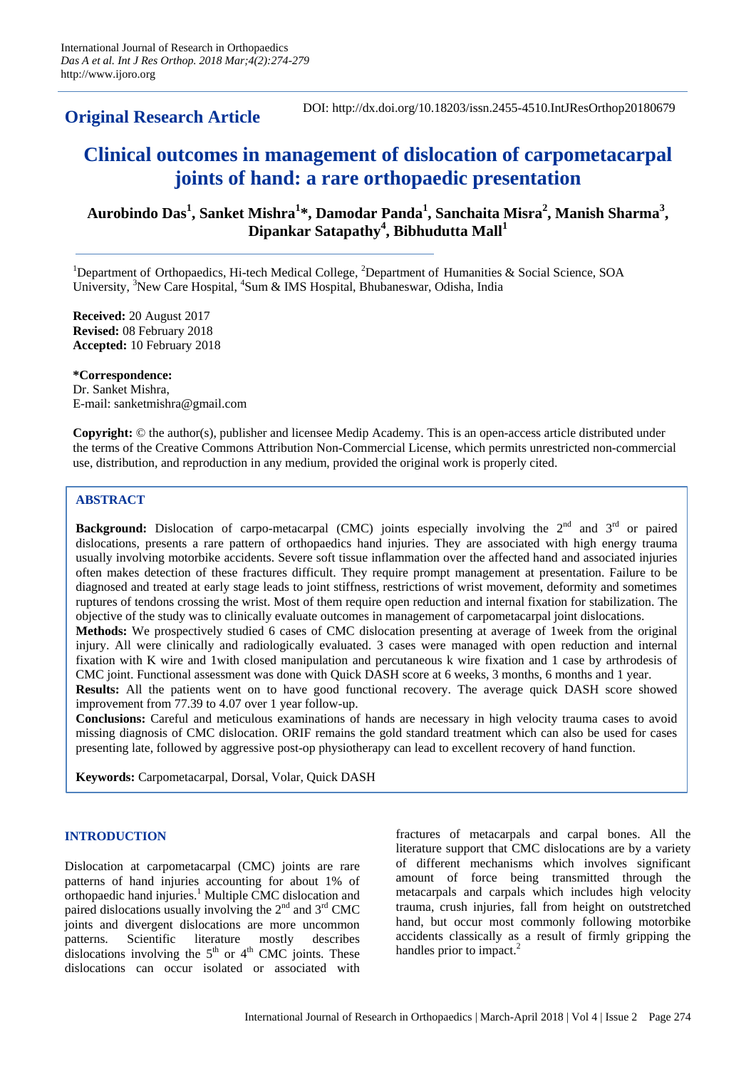**Original Research Article**

DOI: http://dx.doi.org/10.18203/issn.2455-4510.IntJResOrthop20180679

# Clinical outcomes in management of dislocation of carpometacarpal joints of hand: a rare orthopaedic presentation

**Aurobindo Das[1], Sanket Mishra[1]*, Damodar Panda[1], Sanchaita Misra[2], Manish Sharma[3], Dipankar Satapathy[4], Bibhudutta Mall[1]**

[1]Department of Orthopaedics, Hi-tech Medical College, [2]Department of Humanities & Social Science, SOA University, [3]New Care Hospital, [4]Sum & IMS Hospital, Bhubaneswar, Odisha, India

**Received:** 20 August 2017
**Revised:** 08 February 2018
**Accepted:** 10 February 2018

**\*Correspondence:**
Dr. Sanket Mishra,
E-mail: sanketmishra@gmail.com

**Copyright:** © the author(s), publisher and licensee Medip Academy. This is an open-access article distributed under the terms of the Creative Commons Attribution Non-Commercial License, which permits unrestricted non-commercial use, distribution, and reproduction in any medium, provided the original work is properly cited.

## ABSTRACT

**Background:** Dislocation of carpo-metacarpal (CMC) joints especially involving the 2nd and 3rd or paired dislocations, presents a rare pattern of orthopaedics hand injuries. They are associated with high energy trauma usually involving motorbike accidents. Severe soft tissue inflammation over the affected hand and associated injuries often makes detection of these fractures difficult. They require prompt management at presentation. Failure to be diagnosed and treated at early stage leads to joint stiffness, restrictions of wrist movement, deformity and sometimes ruptures of tendons crossing the wrist. Most of them require open reduction and internal fixation for stabilization. The objective of the study was to clinically evaluate outcomes in management of carpometacarpal joint dislocations.

**Methods:** We prospectively studied 6 cases of CMC dislocation presenting at average of 1week from the original injury. All were clinically and radiologically evaluated. 3 cases were managed with open reduction and internal fixation with K wire and 1with closed manipulation and percutaneous k wire fixation and 1 case by arthrodesis of CMC joint. Functional assessment was done with Quick DASH score at 6 weeks, 3 months, 6 months and 1 year.

**Results:** All the patients went on to have good functional recovery. The average quick DASH score showed improvement from 77.39 to 4.07 over 1 year follow-up.

**Conclusions:** Careful and meticulous examinations of hands are necessary in high velocity trauma cases to avoid missing diagnosis of CMC dislocation. ORIF remains the gold standard treatment which can also be used for cases presenting late, followed by aggressive post-op physiotherapy can lead to excellent recovery of hand function.

**Keywords:** Carpometacarpal, Dorsal, Volar, Quick DASH

## INTRODUCTION

Dislocation at carpometacarpal (CMC) joints are rare patterns of hand injuries accounting for about 1% of orthopaedic hand injuries.[1] Multiple CMC dislocation and paired dislocations usually involving the 2nd and 3rd CMC joints and divergent dislocations are more uncommon patterns. Scientific literature mostly describes dislocations involving the 5th or 4th CMC joints. These dislocations can occur isolated or associated with fractures of metacarpals and carpal bones. All the literature support that CMC dislocations are by a variety of different mechanisms which involves significant amount of force being transmitted through the metacarpals and carpals which includes high velocity trauma, crush injuries, fall from height on outstretched hand, but occur most commonly following motorbike accidents classically as a result of firmly gripping the handles prior to impact.[2]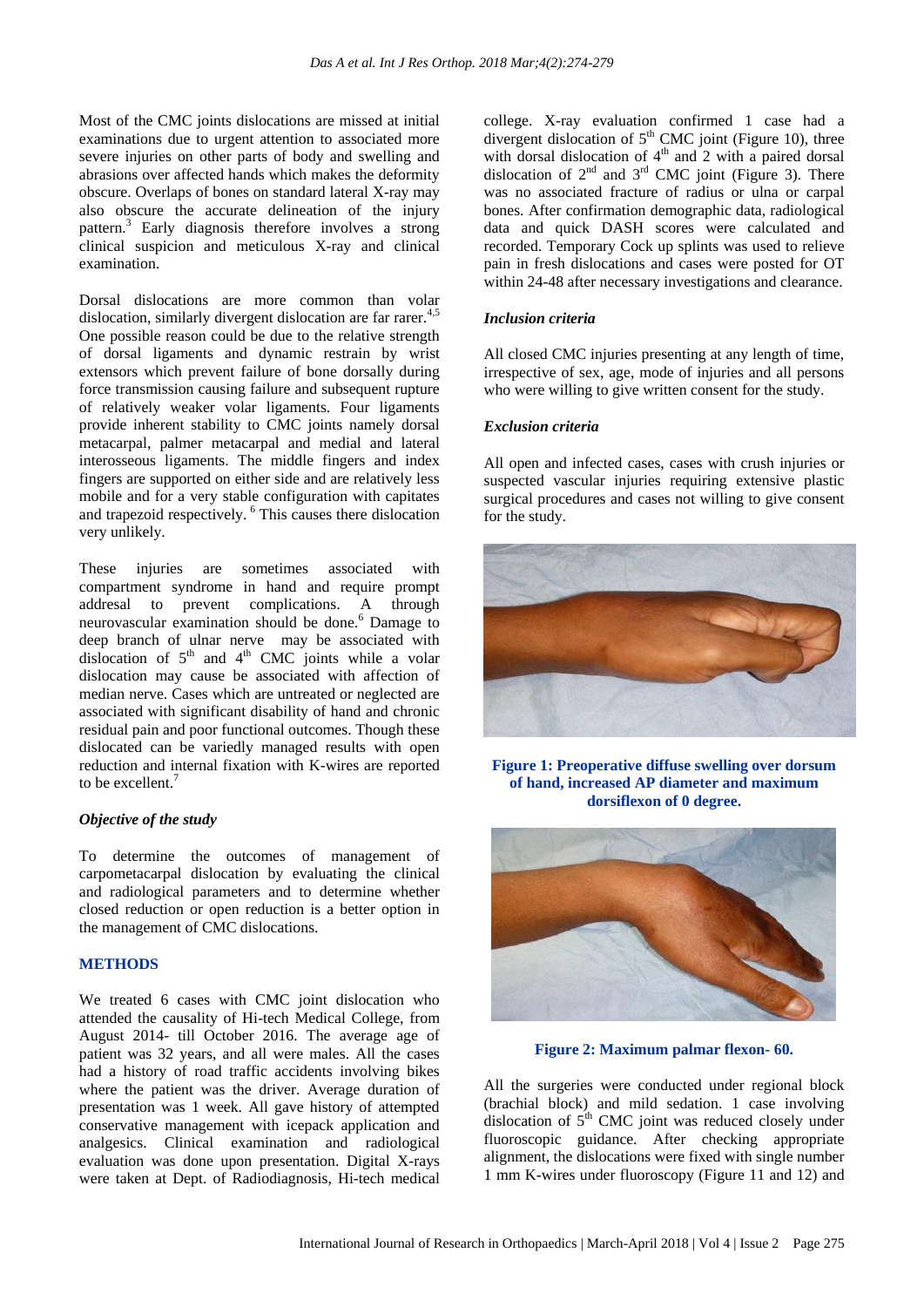Most of the CMC joints dislocations are missed at initial examinations due to urgent attention to associated more severe injuries on other parts of body and swelling and abrasions over affected hands which makes the deformity obscure. Overlaps of bones on standard lateral X-ray may also obscure the accurate delineation of the injury pattern.[3] Early diagnosis therefore involves a strong clinical suspicion and meticulous X-ray and clinical examination.

Dorsal dislocations are more common than volar dislocation, similarly divergent dislocation are far rarer.[4,5] One possible reason could be due to the relative strength of dorsal ligaments and dynamic restrain by wrist extensors which prevent failure of bone dorsally during force transmission causing failure and subsequent rupture of relatively weaker volar ligaments. Four ligaments provide inherent stability to CMC joints namely dorsal metacarpal, palmer metacarpal and medial and lateral interosseous ligaments. The middle fingers and index fingers are supported on either side and are relatively less mobile and for a very stable configuration with capitates and trapezoid respectively.[6] This causes there dislocation very unlikely.

These injuries are sometimes associated with compartment syndrome in hand and require prompt addresal to prevent complications. A through neurovascular examination should be done.[6] Damage to deep branch of ulnar nerve may be associated with dislocation of 5th and 4th CMC joints while a volar dislocation may cause be associated with affection of median nerve. Cases which are untreated or neglected are associated with significant disability of hand and chronic residual pain and poor functional outcomes. Though these dislocated can be variedly managed results with open reduction and internal fixation with K-wires are reported to be excellent.[7]

### *Objective of the study*

To determine the outcomes of management of carpometacarpal dislocation by evaluating the clinical and radiological parameters and to determine whether closed reduction or open reduction is a better option in the management of CMC dislocations.

## METHODS

We treated 6 cases with CMC joint dislocation who attended the causality of Hi-tech Medical College, from August 2014- till October 2016. The average age of patient was 32 years, and all were males. All the cases had a history of road traffic accidents involving bikes where the patient was the driver. Average duration of presentation was 1 week. All gave history of attempted conservative management with icepack application and analgesics. Clinical examination and radiological evaluation was done upon presentation. Digital X-rays were taken at Dept. of Radiodiagnosis, Hi-tech medical college. X-ray evaluation confirmed 1 case had a divergent dislocation of 5th CMC joint (Figure 10), three with dorsal dislocation of 4th and 2 with a paired dorsal dislocation of 2nd and 3rd CMC joint (Figure 3). There was no associated fracture of radius or ulna or carpal bones. After confirmation demographic data, radiological data and quick DASH scores were calculated and recorded. Temporary Cock up splints was used to relieve pain in fresh dislocations and cases were posted for OT within 24-48 after necessary investigations and clearance.

### *Inclusion criteria*

All closed CMC injuries presenting at any length of time, irrespective of sex, age, mode of injuries and all persons who were willing to give written consent for the study.

### *Exclusion criteria*

All open and infected cases, cases with crush injuries or suspected vascular injuries requiring extensive plastic surgical procedures and cases not willing to give consent for the study.

**Figure 1: Preoperative diffuse swelling over dorsum of hand, increased AP diameter and maximum dorsiflexon of 0 degree.**

**Figure 2: Maximum palmar flexon- 60.**

All the surgeries were conducted under regional block (brachial block) and mild sedation. 1 case involving dislocation of 5th CMC joint was reduced closely under fluoroscopic guidance. After checking appropriate alignment, the dislocations were fixed with single number 1 mm K-wires under fluoroscopy (Figure 11 and 12) and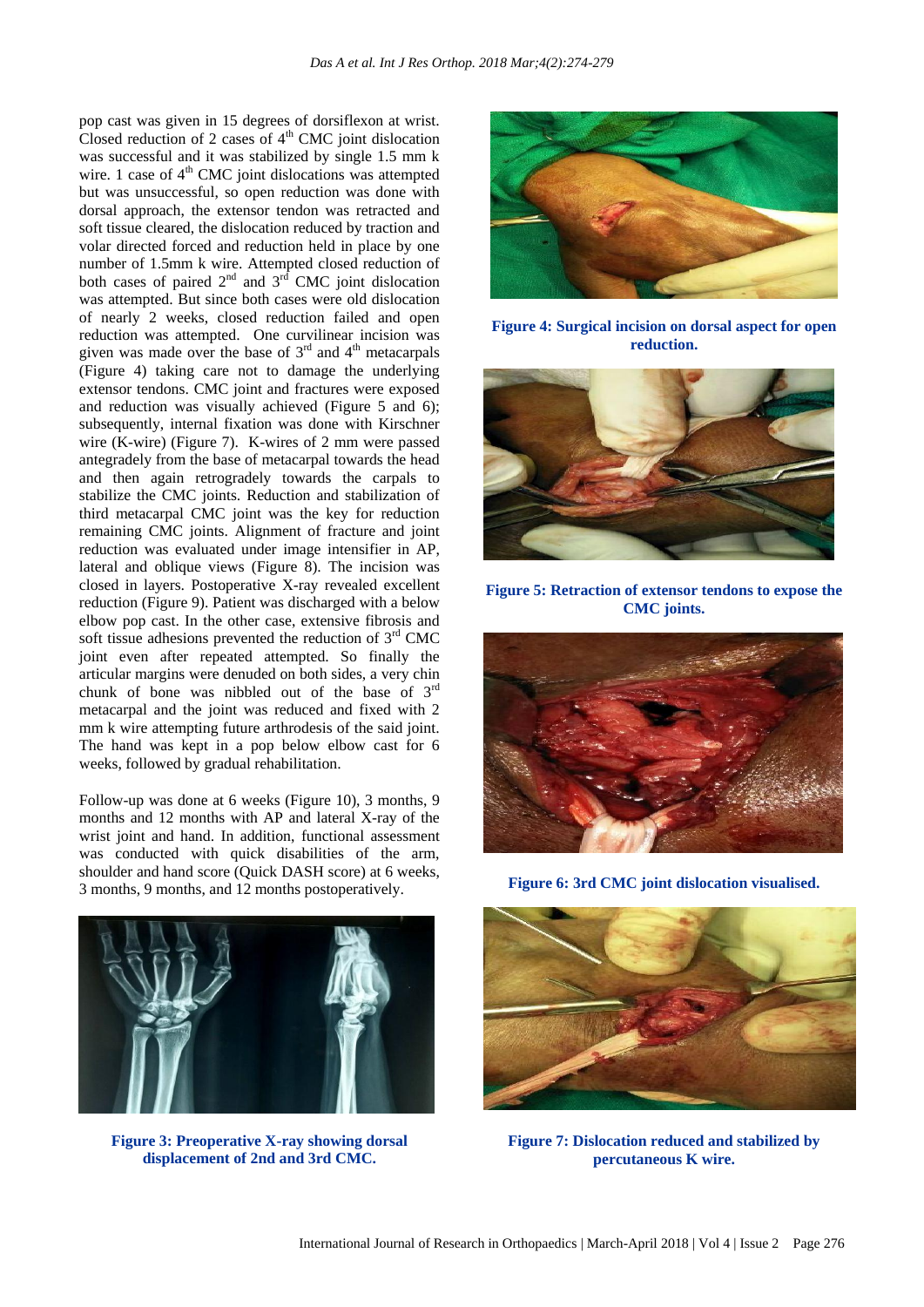pop cast was given in 15 degrees of dorsiflexon at wrist. Closed reduction of 2 cases of 4th CMC joint dislocation was successful and it was stabilized by single 1.5 mm k wire. 1 case of 4th CMC joint dislocations was attempted but was unsuccessful, so open reduction was done with dorsal approach, the extensor tendon was retracted and soft tissue cleared, the dislocation reduced by traction and volar directed forced and reduction held in place by one number of 1.5mm k wire. Attempted closed reduction of both cases of paired 2nd and 3rd CMC joint dislocation was attempted. But since both cases were old dislocation of nearly 2 weeks, closed reduction failed and open reduction was attempted. One curvilinear incision was given was made over the base of 3rd and 4th metacarpals (Figure 4) taking care not to damage the underlying extensor tendons. CMC joint and fractures were exposed and reduction was visually achieved (Figure 5 and 6); subsequently, internal fixation was done with Kirschner wire (K-wire) (Figure 7). K-wires of 2 mm were passed antegradely from the base of metacarpal towards the head and then again retrogradely towards the carpals to stabilize the CMC joints. Reduction and stabilization of third metacarpal CMC joint was the key for reduction remaining CMC joints. Alignment of fracture and joint reduction was evaluated under image intensifier in AP, lateral and oblique views (Figure 8). The incision was closed in layers. Postoperative X-ray revealed excellent reduction (Figure 9). Patient was discharged with a below elbow pop cast. In the other case, extensive fibrosis and soft tissue adhesions prevented the reduction of 3rd CMC joint even after repeated attempted. So finally the articular margins were denuded on both sides, a very chin chunk of bone was nibbled out of the base of 3rd metacarpal and the joint was reduced and fixed with 2 mm k wire attempting future arthrodesis of the said joint. The hand was kept in a pop below elbow cast for 6 weeks, followed by gradual rehabilitation.

Follow-up was done at 6 weeks (Figure 10), 3 months, 9 months and 12 months with AP and lateral X-ray of the wrist joint and hand. In addition, functional assessment was conducted with quick disabilities of the arm, shoulder and hand score (Quick DASH score) at 6 weeks, 3 months, 9 months, and 12 months postoperatively.

**Figure 3: Preoperative X-ray showing dorsal displacement of 2nd and 3rd CMC.**

**Figure 4: Surgical incision on dorsal aspect for open reduction.**

**Figure 5: Retraction of extensor tendons to expose the CMC joints.**

**Figure 6: 3rd CMC joint dislocation visualised.**

**Figure 7: Dislocation reduced and stabilized by percutaneous K wire.**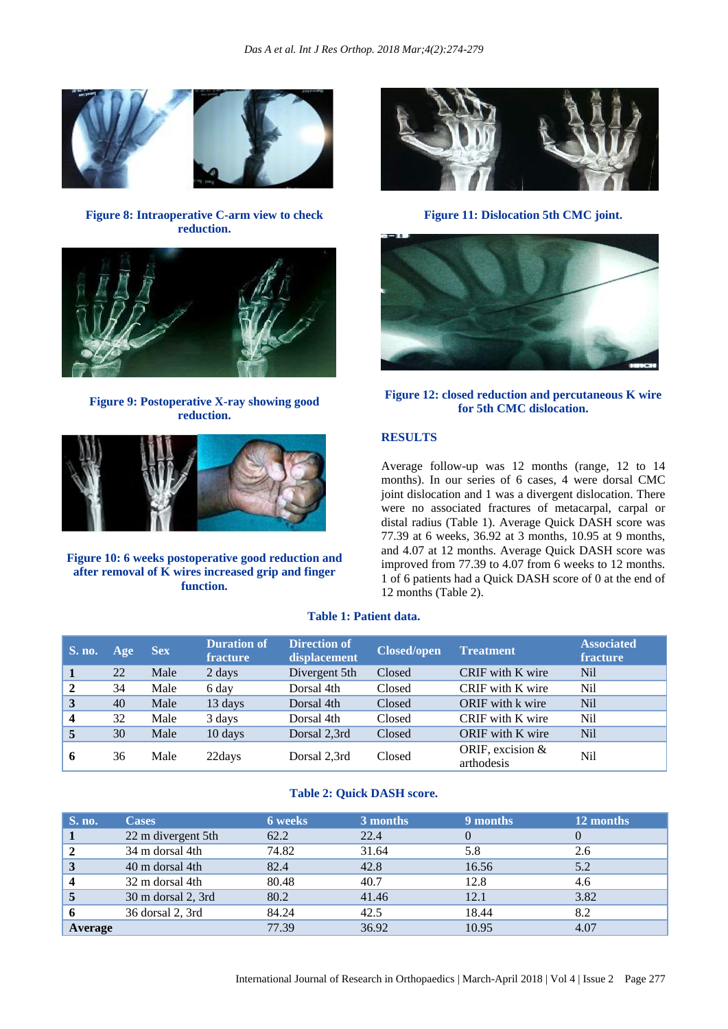**Figure 8: Intraoperative C-arm view to check reduction.**

**Figure 9: Postoperative X-ray showing good reduction.**

**Figure 10: 6 weeks postoperative good reduction and after removal of K wires increased grip and finger function.**

**Figure 11: Dislocation 5th CMC joint.**

**Figure 12: closed reduction and percutaneous K wire for 5th CMC dislocation.**

## RESULTS

Average follow-up was 12 months (range, 12 to 14 months). In our series of 6 cases, 4 were dorsal CMC joint dislocation and 1 was a divergent dislocation. There were no associated fractures of metacarpal, carpal or distal radius (Table 1). Average Quick DASH score was 77.39 at 6 weeks, 36.92 at 3 months, 10.95 at 9 months, and 4.07 at 12 months. Average Quick DASH score was improved from 77.39 to 4.07 from 6 weeks to 12 months. 1 of 6 patients had a Quick DASH score of 0 at the end of 12 months (Table 2).

**Table 1: Patient data.**

| S. no. | Age | Sex | Duration of fracture | Direction of displacement | Closed/open | Treatment | Associated fracture |
|---|---|---|---|---|---|---|---|
| **1** | 22 | Male | 2 days | Divergent 5th | Closed | CRIF with K wire | Nil |
| **2** | 34 | Male | 6 day | Dorsal 4th | Closed | CRIF with K wire | Nil |
| **3** | 40 | Male | 13 days | Dorsal 4th | Closed | ORIF with k wire | Nil |
| **4** | 32 | Male | 3 days | Dorsal 4th | Closed | CRIF with K wire | Nil |
| **5** | 30 | Male | 10 days | Dorsal 2,3rd | Closed | ORIF with K wire | Nil |
| **6** | 36 | Male | 22days | Dorsal 2,3rd | Closed | ORIF, excision & arthodesis | Nil |

**Table 2: Quick DASH score.**

| S. no. | Cases | 6 weeks | 3 months | 9 months | 12 months |
|---|---|---|---|---|---|
| **1** | 22 m divergent 5th | 62.2 | 22.4 | 0 | 0 |
| **2** | 34 m dorsal 4th | 74.82 | 31.64 | 5.8 | 2.6 |
| **3** | 40 m dorsal 4th | 82.4 | 42.8 | 16.56 | 5.2 |
| **4** | 32 m dorsal 4th | 80.48 | 40.7 | 12.8 | 4.6 |
| **5** | 30 m dorsal 2, 3rd | 80.2 | 41.46 | 12.1 | 3.82 |
| **6** | 36 dorsal 2, 3rd | 84.24 | 42.5 | 18.44 | 8.2 |
| **Average** | | 77.39 | 36.92 | 10.95 | 4.07 |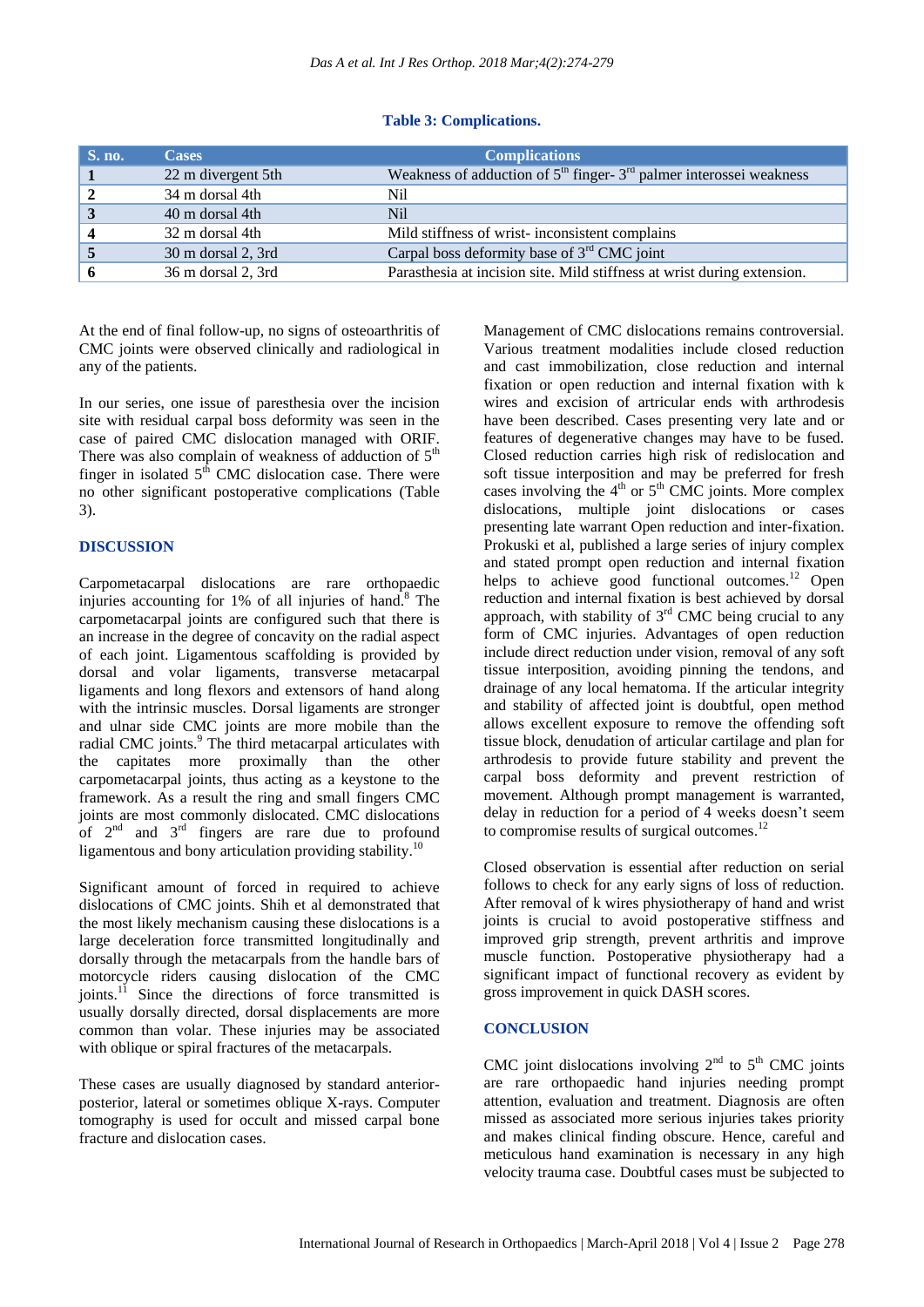**Table 3: Complications.**

| S. no. | Cases | Complications |
|---|---|---|
| 1 | 22 m divergent 5th | Weakness of adduction of 5th finger- 3rd palmer interossei weakness |
| 2 | 34 m dorsal 4th | Nil |
| 3 | 40 m dorsal 4th | Nil |
| 4 | 32 m dorsal 4th | Mild stiffness of wrist- inconsistent complains |
| 5 | 30 m dorsal 2, 3rd | Carpal boss deformity base of 3rd CMC joint |
| 6 | 36 m dorsal 2, 3rd | Parasthesia at incision site. Mild stiffness at wrist during extension. |

At the end of final follow-up, no signs of osteoarthritis of CMC joints were observed clinically and radiological in any of the patients.

In our series, one issue of paresthesia over the incision site with residual carpal boss deformity was seen in the case of paired CMC dislocation managed with ORIF. There was also complain of weakness of adduction of 5th finger in isolated 5th CMC dislocation case. There were no other significant postoperative complications (Table 3).

## DISCUSSION

Carpometacarpal dislocations are rare orthopaedic injuries accounting for 1% of all injuries of hand.[8] The carpometacarpal joints are configured such that there is an increase in the degree of concavity on the radial aspect of each joint. Ligamentous scaffolding is provided by dorsal and volar ligaments, transverse metacarpal ligaments and long flexors and extensors of hand along with the intrinsic muscles. Dorsal ligaments are stronger and ulnar side CMC joints are more mobile than the radial CMC joints.[9] The third metacarpal articulates with the capitates more proximally than the other carpometacarpal joints, thus acting as a keystone to the framework. As a result the ring and small fingers CMC joints are most commonly dislocated. CMC dislocations of 2nd and 3rd fingers are rare due to profound ligamentous and bony articulation providing stability.[10]

Significant amount of forced in required to achieve dislocations of CMC joints. Shih et al demonstrated that the most likely mechanism causing these dislocations is a large deceleration force transmitted longitudinally and dorsally through the metacarpals from the handle bars of motorcycle riders causing dislocation of the CMC joints.[11] Since the directions of force transmitted is usually dorsally directed, dorsal displacements are more common than volar. These injuries may be associated with oblique or spiral fractures of the metacarpals.

These cases are usually diagnosed by standard anterior-posterior, lateral or sometimes oblique X-rays. Computer tomography is used for occult and missed carpal bone fracture and dislocation cases.

Management of CMC dislocations remains controversial. Various treatment modalities include closed reduction and cast immobilization, close reduction and internal fixation or open reduction and internal fixation with k wires and excision of artricular ends with arthrodesis have been described. Cases presenting very late and or features of degenerative changes may have to be fused. Closed reduction carries high risk of redislocation and soft tissue interposition and may be preferred for fresh cases involving the 4th or 5th CMC joints. More complex dislocations, multiple joint dislocations or cases presenting late warrant Open reduction and inter-fixation. Prokuski et al, published a large series of injury complex and stated prompt open reduction and internal fixation helps to achieve good functional outcomes.[12] Open reduction and internal fixation is best achieved by dorsal approach, with stability of 3rd CMC being crucial to any form of CMC injuries. Advantages of open reduction include direct reduction under vision, removal of any soft tissue interposition, avoiding pinning the tendons, and drainage of any local hematoma. If the articular integrity and stability of affected joint is doubtful, open method allows excellent exposure to remove the offending soft tissue block, denudation of articular cartilage and plan for arthrodesis to provide future stability and prevent the carpal boss deformity and prevent restriction of movement. Although prompt management is warranted, delay in reduction for a period of 4 weeks doesn't seem to compromise results of surgical outcomes.[12]

Closed observation is essential after reduction on serial follows to check for any early signs of loss of reduction. After removal of k wires physiotherapy of hand and wrist joints is crucial to avoid postoperative stiffness and improved grip strength, prevent arthritis and improve muscle function. Postoperative physiotherapy had a significant impact of functional recovery as evident by gross improvement in quick DASH scores.

## CONCLUSION

CMC joint dislocations involving 2nd to 5th CMC joints are rare orthopaedic hand injuries needing prompt attention, evaluation and treatment. Diagnosis are often missed as associated more serious injuries takes priority and makes clinical finding obscure. Hence, careful and meticulous hand examination is necessary in any high velocity trauma case. Doubtful cases must be subjected to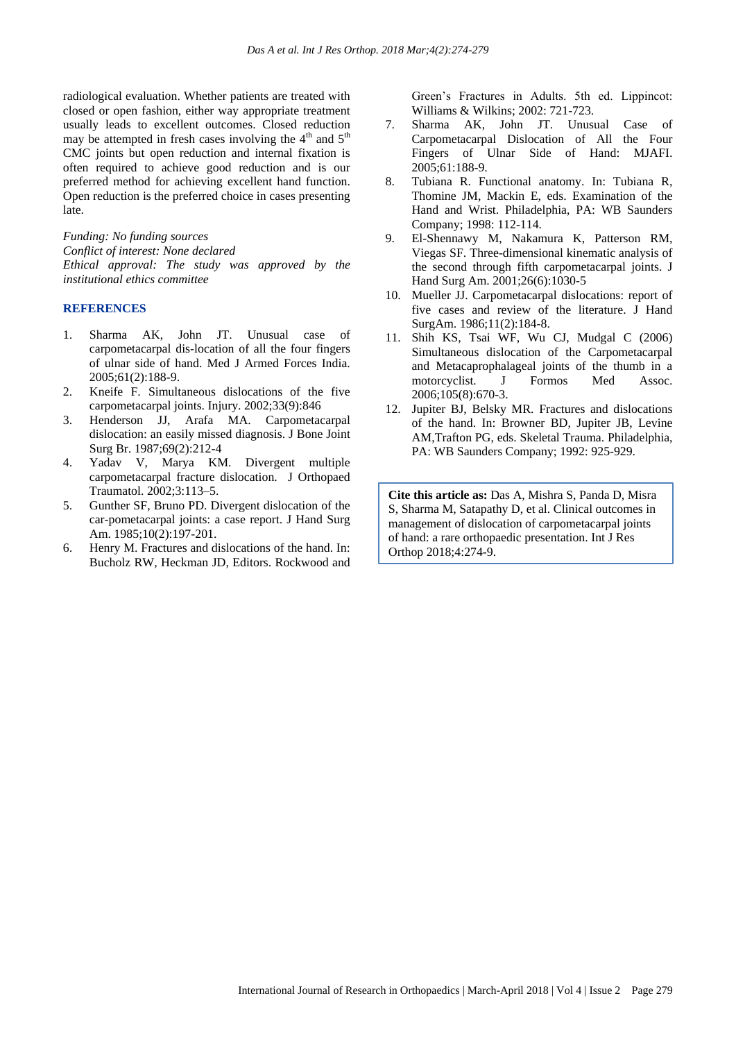radiological evaluation. Whether patients are treated with closed or open fashion, either way appropriate treatment usually leads to excellent outcomes. Closed reduction may be attempted in fresh cases involving the 4th and 5th CMC joints but open reduction and internal fixation is often required to achieve good reduction and is our preferred method for achieving excellent hand function. Open reduction is the preferred choice in cases presenting late.

*Funding: No funding sources*
*Conflict of interest: None declared*
*Ethical approval: The study was approved by the institutional ethics committee*

## REFERENCES

1. Sharma AK, John JT. Unusual case of carpometacarpal dis-location of all the four fingers of ulnar side of hand. Med J Armed Forces India. 2005;61(2):188-9.
2. Kneife F. Simultaneous dislocations of the five carpometacarpal joints. Injury. 2002;33(9):846
3. Henderson JJ, Arafa MA. Carpometacarpal dislocation: an easily missed diagnosis. J Bone Joint Surg Br. 1987;69(2):212-4
4. Yadav V, Marya KM. Divergent multiple carpometacarpal fracture dislocation. J Orthopaed Traumatol. 2002;3:113–5.
5. Gunther SF, Bruno PD. Divergent dislocation of the car-pometacarpal joints: a case report. J Hand Surg Am. 1985;10(2):197-201.
6. Henry M. Fractures and dislocations of the hand. In: Bucholz RW, Heckman JD, Editors. Rockwood and Green's Fractures in Adults. 5th ed. Lippincot: Williams & Wilkins; 2002: 721-723.
7. Sharma AK, John JT. Unusual Case of Carpometacarpal Dislocation of All the Four Fingers of Ulnar Side of Hand: MJAFI. 2005;61:188-9.
8. Tubiana R. Functional anatomy. In: Tubiana R, Thomine JM, Mackin E, eds. Examination of the Hand and Wrist. Philadelphia, PA: WB Saunders Company; 1998: 112-114.
9. El-Shennawy M, Nakamura K, Patterson RM, Viegas SF. Three-dimensional kinematic analysis of the second through fifth carpometacarpal joints. J Hand Surg Am. 2001;26(6):1030-5
10. Mueller JJ. Carpometacarpal dislocations: report of five cases and review of the literature. J Hand SurgAm. 1986;11(2):184-8.
11. Shih KS, Tsai WF, Wu CJ, Mudgal C (2006) Simultaneous dislocation of the Carpometacarpal and Metacaprophalageal joints of the thumb in a motorcyclist. J Formos Med Assoc. 2006;105(8):670-3.
12. Jupiter BJ, Belsky MR. Fractures and dislocations of the hand. In: Browner BD, Jupiter JB, Levine AM,Trafton PG, eds. Skeletal Trauma. Philadelphia, PA: WB Saunders Company; 1992: 925-929.

**Cite this article as:** Das A, Mishra S, Panda D, Misra S, Sharma M, Satapathy D, et al. Clinical outcomes in management of dislocation of carpometacarpal joints of hand: a rare orthopaedic presentation. Int J Res Orthop 2018;4:274-9.